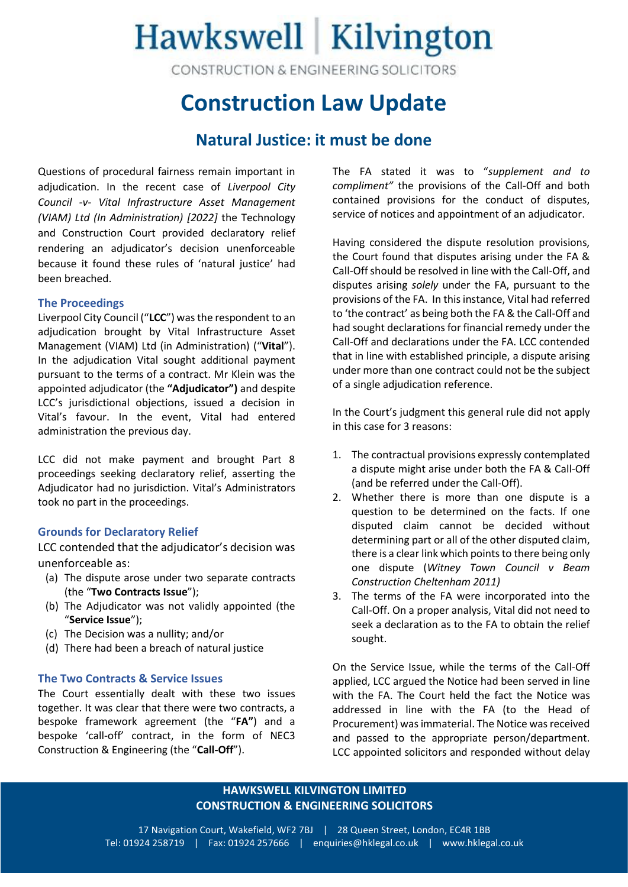# Hawkswell | Kilvington

CONSTRUCTION & ENGINEERING SOLICITORS

# Construction Law Update

## Natural Justice: it must be done

Questions of procedural fairness remain important in adjudication. In the recent case of *Liverpool City Council -v- Vital Infrastructure Asset Management (VIAM) Ltd (In Administration) [2022]* the Technology and Construction Court provided declaratory relief rendering an adjudicator's decision unenforceable because it found these rules of 'natural justice' had been breached.

### The Proceedings

Liverpool City Council ("**LCC**") was the respondent to an adjudication brought by Vital Infrastructure Asset Management (VIAM) Ltd (in Administration) ("**Vital**"). In the adjudication Vital sought additional payment pursuant to the terms of a contract. Mr Klein was the appointed adjudicator (the **"Adjudicator")** and despite LCC's jurisdictional objections, issued a decision in Vital's favour. In the event, Vital had entered administration the previous day.

LCC did not make payment and brought Part 8 proceedings seeking declaratory relief, asserting the Adjudicator had no jurisdiction. Vital's Administrators took no part in the proceedings.

### Grounds for Declaratory Relief

LCC contended that the adjudicator's decision was unenforceable as:

(a) The dispute arose under two separate contracts (the "**Two Contracts Issue**");
(b) The Adjudicator was not validly appointed (the "**Service Issue**");
(c) The Decision was a nullity; and/or
(d) There had been a breach of natural justice

### The Two Contracts & Service Issues

The Court essentially dealt with these two issues together. It was clear that there were two contracts, a bespoke framework agreement (the "**FA"**) and a bespoke 'call-off' contract, in the form of NEC3 Construction & Engineering (the "**Call-Off**").

The FA stated it was to "*supplement and to compliment"* the provisions of the Call-Off and both contained provisions for the conduct of disputes, service of notices and appointment of an adjudicator.

Having considered the dispute resolution provisions, the Court found that disputes arising under the FA & Call-Off should be resolved in line with the Call-Off, and disputes arising *solely* under the FA, pursuant to the provisions of the FA. In this instance, Vital had referred to 'the contract' as being both the FA & the Call-Off and had sought declarations for financial remedy under the Call-Off and declarations under the FA. LCC contended that in line with established principle, a dispute arising under more than one contract could not be the subject of a single adjudication reference.

In the Court's judgment this general rule did not apply in this case for 3 reasons:

1. The contractual provisions expressly contemplated a dispute might arise under both the FA & Call-Off (and be referred under the Call-Off).
2. Whether there is more than one dispute is a question to be determined on the facts. If one disputed claim cannot be decided without determining part or all of the other disputed claim, there is a clear link which points to there being only one dispute (*Witney Town Council v Beam Construction Cheltenham 2011)*
3. The terms of the FA were incorporated into the Call-Off. On a proper analysis, Vital did not need to seek a declaration as to the FA to obtain the relief sought.

On the Service Issue, while the terms of the Call-Off applied, LCC argued the Notice had been served in line with the FA. The Court held the fact the Notice was addressed in line with the FA (to the Head of Procurement) was immaterial. The Notice was received and passed to the appropriate person/department. LCC appointed solicitors and responded without delay

**HAWKSWELL KILVINGTON LIMITED**
**CONSTRUCTION & ENGINEERING SOLICITORS**

17 Navigation Court, Wakefield, WF2 7BJ | 28 Queen Street, London, EC4R 1BB
Tel: 01924 258719 | Fax: 01924 257666 | enquiries@hklegal.co.uk | www.hklegal.co.uk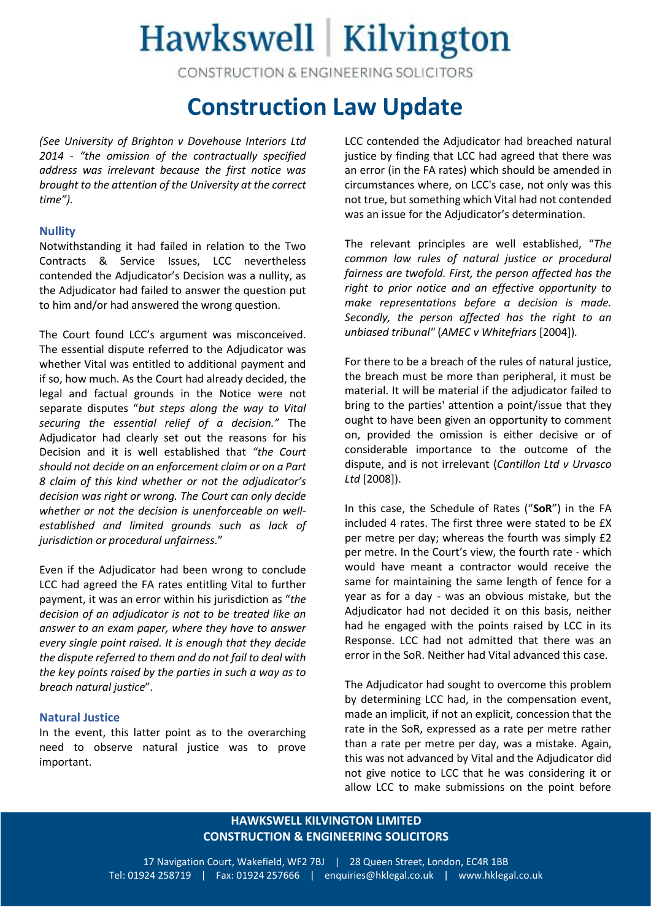*(See University of Brighton v Dovehouse Interiors Ltd 2014 - "the omission of the contractually specified address was irrelevant because the first notice was brought to the attention of the University at the correct time").*

### Nullity

Notwithstanding it had failed in relation to the Two Contracts & Service Issues, LCC nevertheless contended the Adjudicator's Decision was a nullity, as the Adjudicator had failed to answer the question put to him and/or had answered the wrong question.

The Court found LCC's argument was misconceived. The essential dispute referred to the Adjudicator was whether Vital was entitled to additional payment and if so, how much. As the Court had already decided, the legal and factual grounds in the Notice were not separate disputes "*but steps along the way to Vital securing the essential relief of a decision."* The Adjudicator had clearly set out the reasons for his Decision and it is well established that *"the Court should not decide on an enforcement claim or on a Part 8 claim of this kind whether or not the adjudicator's decision was right or wrong. The Court can only decide whether or not the decision is unenforceable on well-established and limited grounds such as lack of jurisdiction or procedural unfairness.*"

Even if the Adjudicator had been wrong to conclude LCC had agreed the FA rates entitling Vital to further payment, it was an error within his jurisdiction as "*the decision of an adjudicator is not to be treated like an answer to an exam paper, where they have to answer every single point raised. It is enough that they decide the dispute referred to them and do not fail to deal with the key points raised by the parties in such a way as to breach natural justice*".

### Natural Justice

In the event, this latter point as to the overarching need to observe natural justice was to prove important.

LCC contended the Adjudicator had breached natural justice by finding that LCC had agreed that there was an error (in the FA rates) which should be amended in circumstances where, on LCC's case, not only was this not true, but something which Vital had not contended was an issue for the Adjudicator's determination.

The relevant principles are well established, "*The common law rules of natural justice or procedural fairness are twofold. First, the person affected has the right to prior notice and an effective opportunity to make representations before a decision is made. Secondly, the person affected has the right to an unbiased tribunal"* (*AMEC v Whitefriars* [2004]).

For there to be a breach of the rules of natural justice, the breach must be more than peripheral, it must be material. It will be material if the adjudicator failed to bring to the parties' attention a point/issue that they ought to have been given an opportunity to comment on, provided the omission is either decisive or of considerable importance to the outcome of the dispute, and is not irrelevant (*Cantillon Ltd v Urvasco Ltd* [2008]).

In this case, the Schedule of Rates ("**SoR**") in the FA included 4 rates. The first three were stated to be £X per metre per day; whereas the fourth was simply £2 per metre. In the Court's view, the fourth rate - which would have meant a contractor would receive the same for maintaining the same length of fence for a year as for a day - was an obvious mistake, but the Adjudicator had not decided it on this basis, neither had he engaged with the points raised by LCC in its Response. LCC had not admitted that there was an error in the SoR. Neither had Vital advanced this case.

The Adjudicator had sought to overcome this problem by determining LCC had, in the compensation event, made an implicit, if not an explicit, concession that the rate in the SoR, expressed as a rate per metre rather than a rate per metre per day, was a mistake. Again, this was not advanced by Vital and the Adjudicator did not give notice to LCC that he was considering it or allow LCC to make submissions on the point before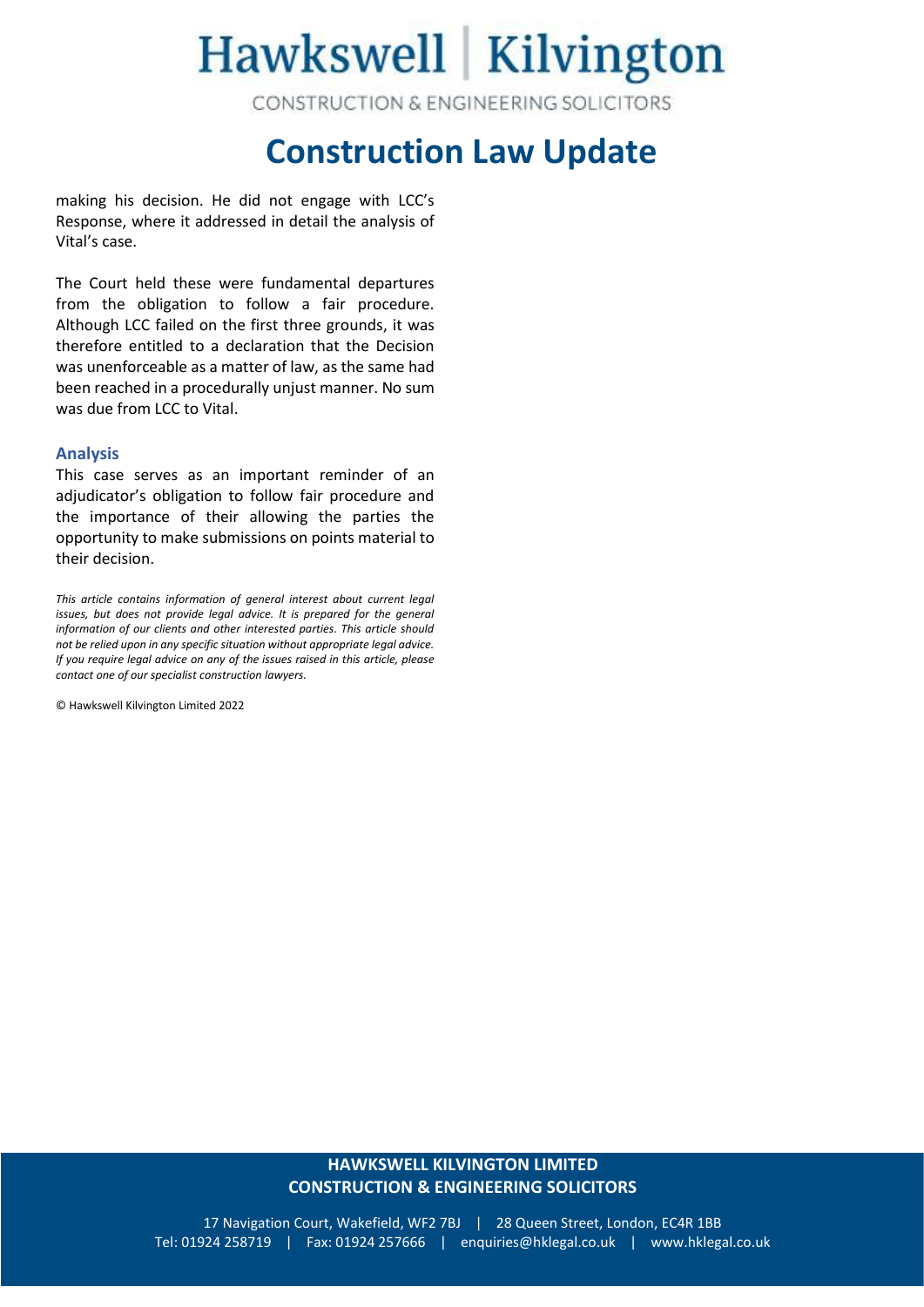making his decision. He did not engage with LCC's Response, where it addressed in detail the analysis of Vital's case.

The Court held these were fundamental departures from the obligation to follow a fair procedure. Although LCC failed on the first three grounds, it was therefore entitled to a declaration that the Decision was unenforceable as a matter of law, as the same had been reached in a procedurally unjust manner. No sum was due from LCC to Vital.

### Analysis

This case serves as an important reminder of an adjudicator's obligation to follow fair procedure and the importance of their allowing the parties the opportunity to make submissions on points material to their decision.

*This article contains information of general interest about current legal issues, but does not provide legal advice. It is prepared for the general information of our clients and other interested parties. This article should not be relied upon in any specific situation without appropriate legal advice. If you require legal advice on any of the issues raised in this article, please contact one of our specialist construction lawyers.*

© Hawkswell Kilvington Limited 2022

**HAWKSWELL KILVINGTON LIMITED**
**CONSTRUCTION & ENGINEERING SOLICITORS**

17 Navigation Court, Wakefield, WF2 7BJ | 28 Queen Street, London, EC4R 1BB
Tel: 01924 258719 | Fax: 01924 257666 | enquiries@hklegal.co.uk | www.hklegal.co.uk